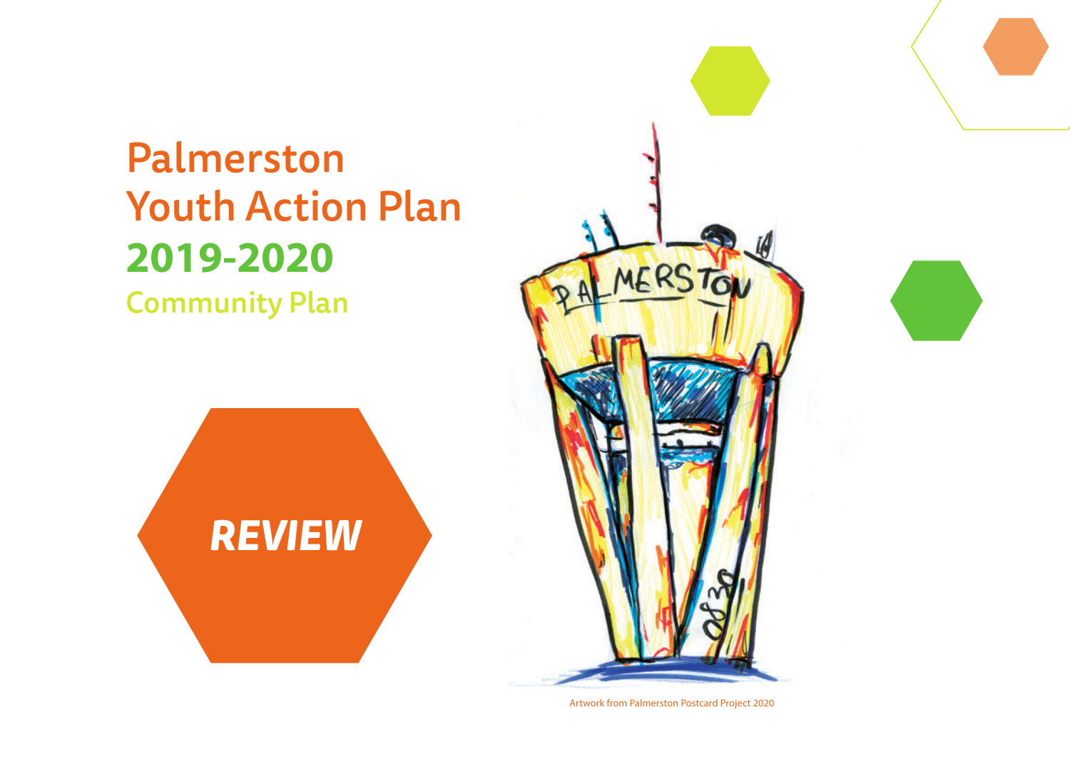# Palmerston Youth Action Plan 2019-2020

## Community Plan

***REVIEW***

Artwork from Palmerston Postcard Project 2020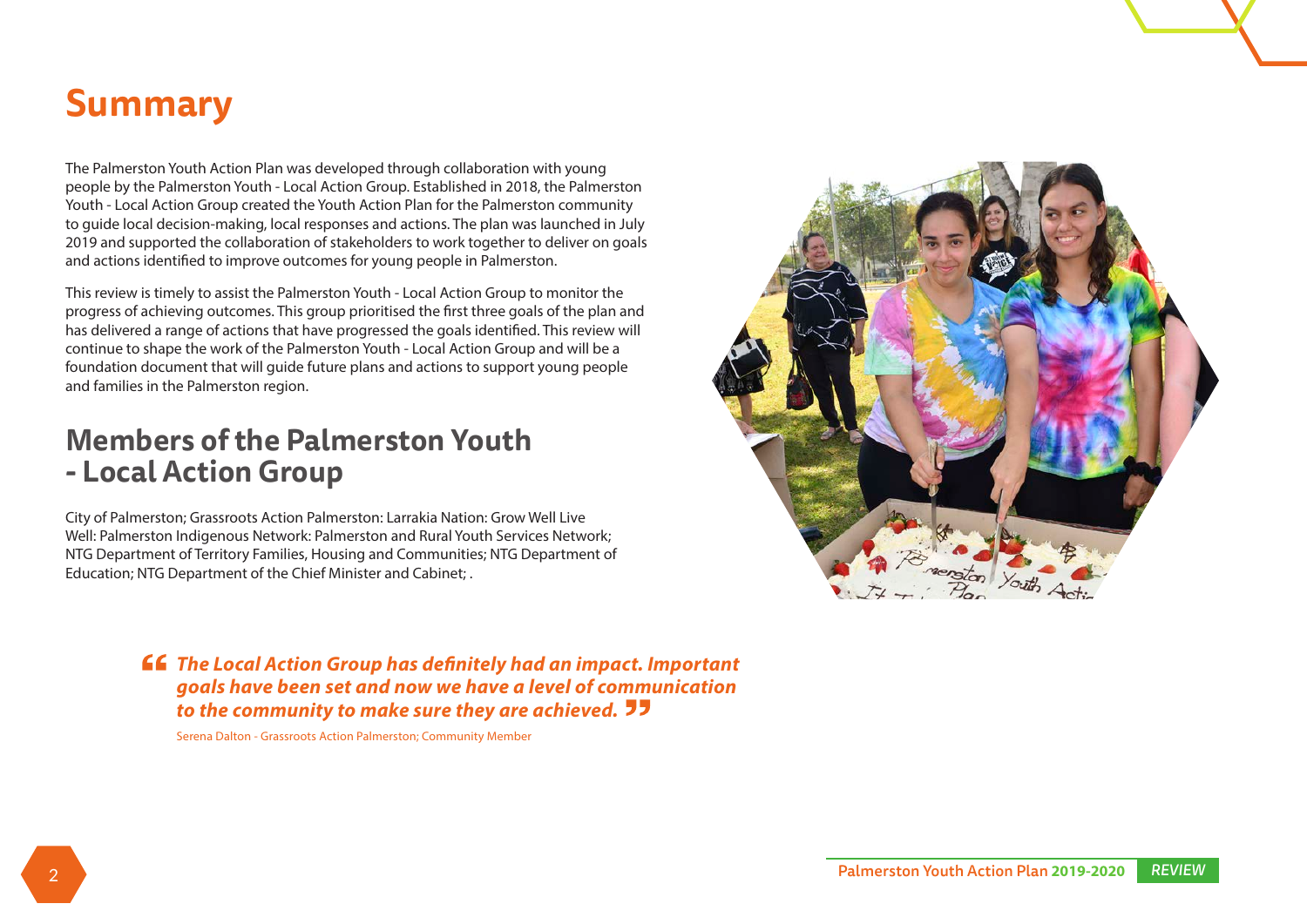# Summary

The Palmerston Youth Action Plan was developed through collaboration with young people by the Palmerston Youth - Local Action Group. Established in 2018, the Palmerston Youth - Local Action Group created the Youth Action Plan for the Palmerston community to guide local decision-making, local responses and actions. The plan was launched in July 2019 and supported the collaboration of stakeholders to work together to deliver on goals and actions identified to improve outcomes for young people in Palmerston.

This review is timely to assist the Palmerston Youth - Local Action Group to monitor the progress of achieving outcomes. This group prioritised the first three goals of the plan and has delivered a range of actions that have progressed the goals identified. This review will continue to shape the work of the Palmerston Youth - Local Action Group and will be a foundation document that will guide future plans and actions to support young people and families in the Palmerston region.

## Members of the Palmerston Youth - Local Action Group

City of Palmerston; Grassroots Action Palmerston: Larrakia Nation: Grow Well Live Well: Palmerston Indigenous Network: Palmerston and Rural Youth Services Network; NTG Department of Territory Families, Housing and Communities; NTG Department of Education; NTG Department of the Chief Minister and Cabinet; .

> ***"The Local Action Group has definitely had an impact. Important goals have been set and now we have a level of communication to the community to make sure they are achieved."***
>
> Serena Dalton - Grassroots Action Palmerston; Community Member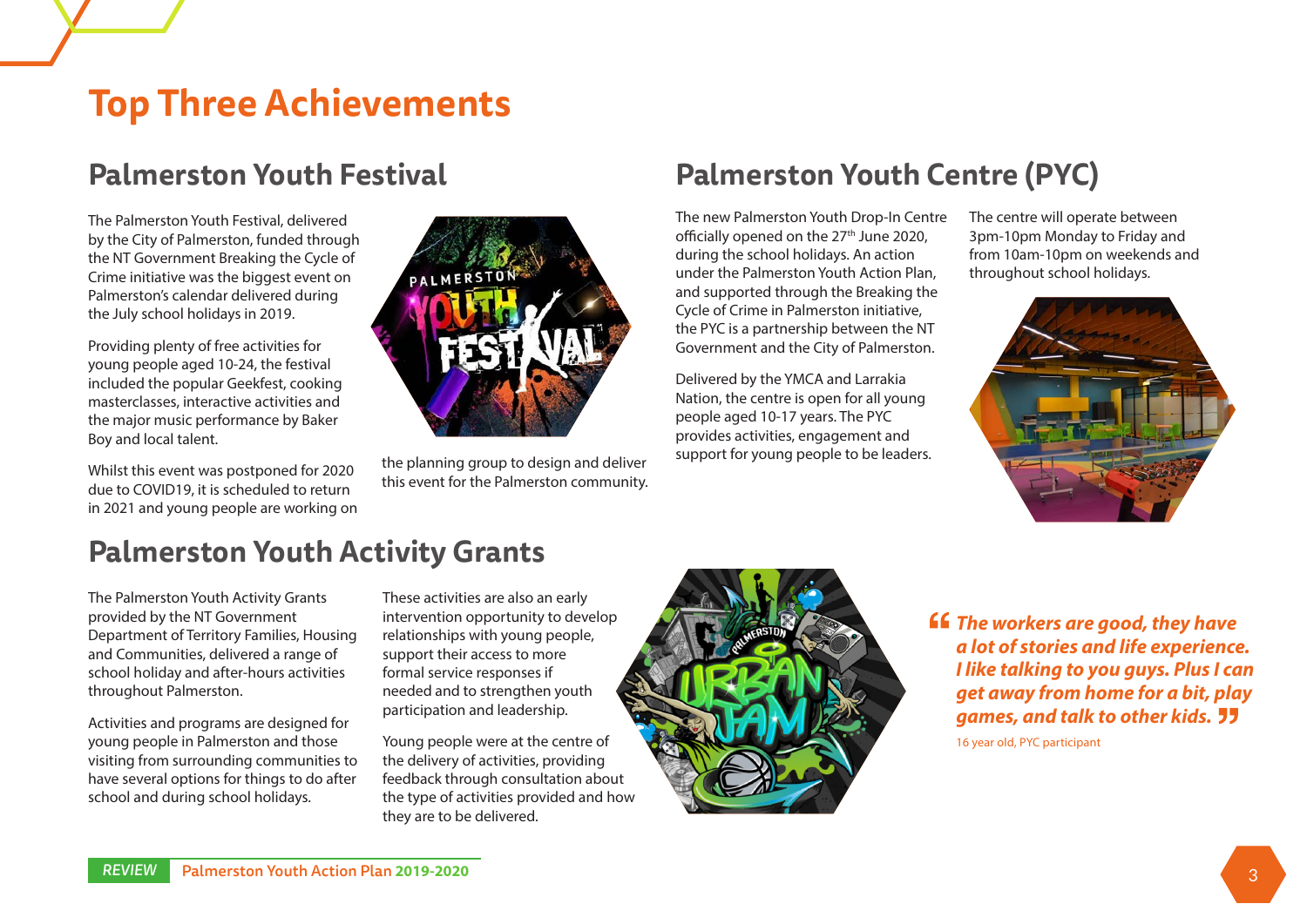# Top Three Achievements

## Palmerston Youth Festival

The Palmerston Youth Festival, delivered by the City of Palmerston, funded through the NT Government Breaking the Cycle of Crime initiative was the biggest event on Palmerston's calendar delivered during the July school holidays in 2019.

Providing plenty of free activities for young people aged 10-24, the festival included the popular Geekfest, cooking masterclasses, interactive activities and the major music performance by Baker Boy and local talent.

Whilst this event was postponed for 2020 due to COVID19, it is scheduled to return in 2021 and young people are working on the planning group to design and deliver this event for the Palmerston community.

## Palmerston Youth Centre (PYC)

The new Palmerston Youth Drop-In Centre officially opened on the 27th June 2020, during the school holidays. An action under the Palmerston Youth Action Plan, and supported through the Breaking the Cycle of Crime in Palmerston initiative, the PYC is a partnership between the NT Government and the City of Palmerston.

Delivered by the YMCA and Larrakia Nation, the centre is open for all young people aged 10-17 years. The PYC provides activities, engagement and support for young people to be leaders.

The centre will operate between 3pm-10pm Monday to Friday and from 10am-10pm on weekends and throughout school holidays.

## Palmerston Youth Activity Grants

The Palmerston Youth Activity Grants provided by the NT Government Department of Territory Families, Housing and Communities, delivered a range of school holiday and after-hours activities throughout Palmerston.

Activities and programs are designed for young people in Palmerston and those visiting from surrounding communities to have several options for things to do after school and during school holidays.

These activities are also an early intervention opportunity to develop relationships with young people, support their access to more formal service responses if needed and to strengthen youth participation and leadership.

Young people were at the centre of the delivery of activities, providing feedback through consultation about the type of activities provided and how they are to be delivered.

> ***"The workers are good, they have a lot of stories and life experience. I like talking to you guys. Plus I can get away from home for a bit, play games, and talk to other kids."***
>
> 16 year old, PYC participant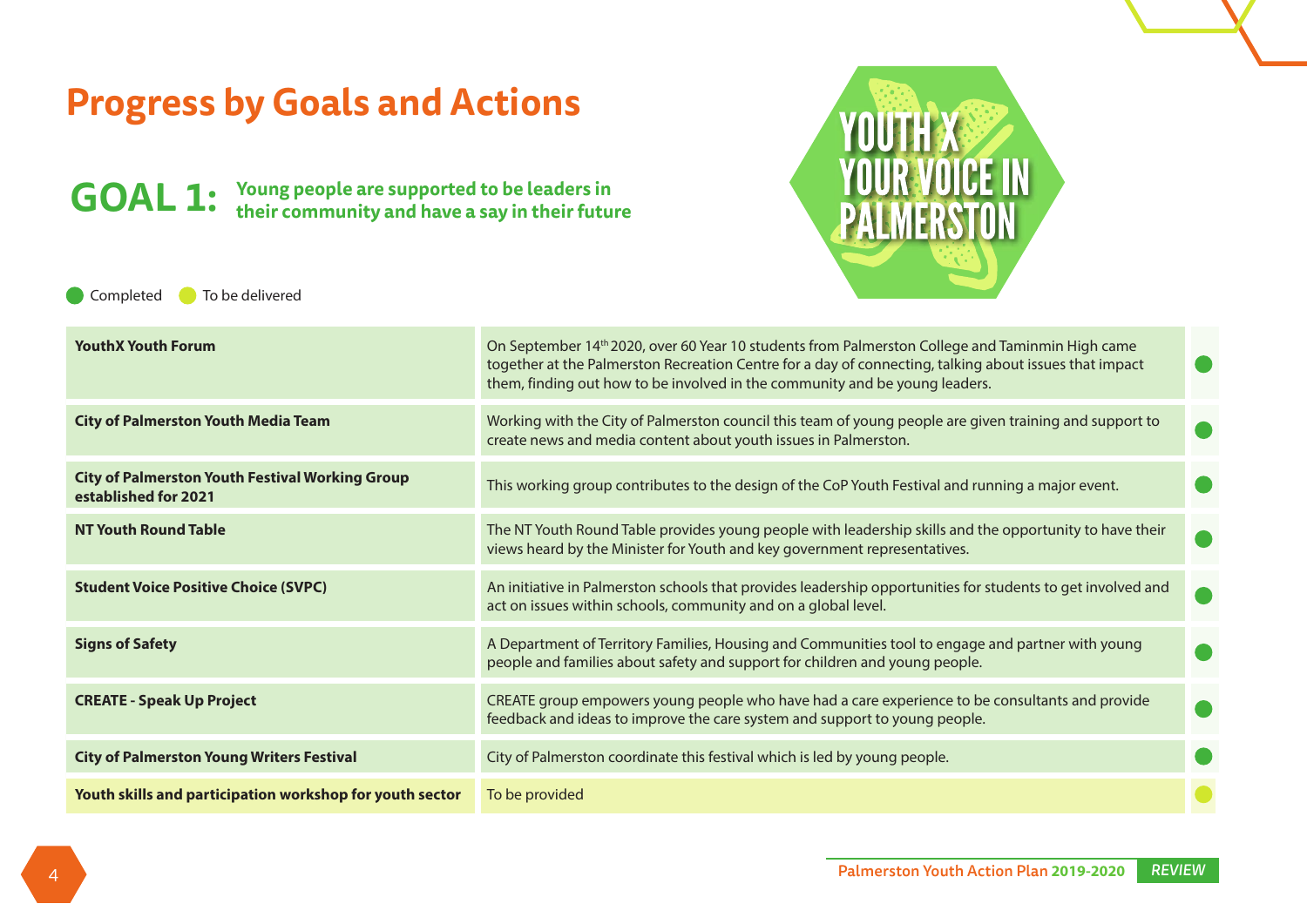# Progress by Goals and Actions

## GOAL 1: Young people are supported to be leaders in their community and have a say in their future

YOUTH X YOUR VOICE IN PALMERSTON

● Completed ● To be delivered

| Action | Description | Status |
|---|---|---|
| **YouthX Youth Forum** | On September 14th 2020, over 60 Year 10 students from Palmerston College and Taminmin High came together at the Palmerston Recreation Centre for a day of connecting, talking about issues that impact them, finding out how to be involved in the community and be young leaders. | Completed |
| **City of Palmerston Youth Media Team** | Working with the City of Palmerston council this team of young people are given training and support to create news and media content about youth issues in Palmerston. | Completed |
| **City of Palmerston Youth Festival Working Group established for 2021** | This working group contributes to the design of the CoP Youth Festival and running a major event. | Completed |
| **NT Youth Round Table** | The NT Youth Round Table provides young people with leadership skills and the opportunity to have their views heard by the Minister for Youth and key government representatives. | Completed |
| **Student Voice Positive Choice (SVPC)** | An initiative in Palmerston schools that provides leadership opportunities for students to get involved and act on issues within schools, community and on a global level. | Completed |
| **Signs of Safety** | A Department of Territory Families, Housing and Communities tool to engage and partner with young people and families about safety and support for children and young people. | Completed |
| **CREATE - Speak Up Project** | CREATE group empowers young people who have had a care experience to be consultants and provide feedback and ideas to improve the care system and support to young people. | Completed |
| **City of Palmerston Young Writers Festival** | City of Palmerston coordinate this festival which is led by young people. | Completed |
| **Youth skills and participation workshop for youth sector** | To be provided | To be delivered |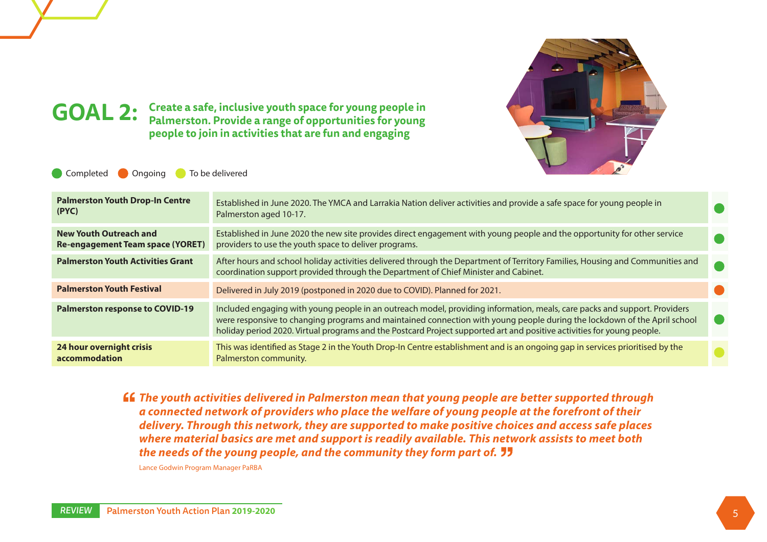# GOAL 2: Create a safe, inclusive youth space for young people in Palmerston. Provide a range of opportunities for young people to join in activities that are fun and engaging

Completed | Ongoing | To be delivered

| Initiative | Description | Status |
|---|---|---|
| **Palmerston Youth Drop-In Centre (PYC)** | Established in June 2020. The YMCA and Larrakia Nation deliver activities and provide a safe space for young people in Palmerston aged 10-17. | Completed |
| **New Youth Outreach and Re-engagement Team space (YORET)** | Established in June 2020 the new site provides direct engagement with young people and the opportunity for other service providers to use the youth space to deliver programs. | Completed |
| **Palmerston Youth Activities Grant** | After hours and school holiday activities delivered through the Department of Territory Families, Housing and Communities and coordination support provided through the Department of Chief Minister and Cabinet. | Completed |
| **Palmerston Youth Festival** | Delivered in July 2019 (postponed in 2020 due to COVID). Planned for 2021. | Ongoing |
| **Palmerston response to COVID-19** | Included engaging with young people in an outreach model, providing information, meals, care packs and support. Providers were responsive to changing programs and maintained connection with young people during the lockdown of the April school holiday period 2020. Virtual programs and the Postcard Project supported art and positive activities for young people. | Completed |
| **24 hour overnight crisis accommodation** | This was identified as Stage 2 in the Youth Drop-In Centre establishment and is an ongoing gap in services prioritised by the Palmerston community. | To be delivered |

> *"The youth activities delivered in Palmerston mean that young people are better supported through a connected network of providers who place the welfare of young people at the forefront of their delivery. Through this network, they are supported to make positive choices and access safe places where material basics are met and support is readily available. This network assists to meet both the needs of the young people, and the community they form part of."*
>
> Lance Godwin Program Manager PaRBA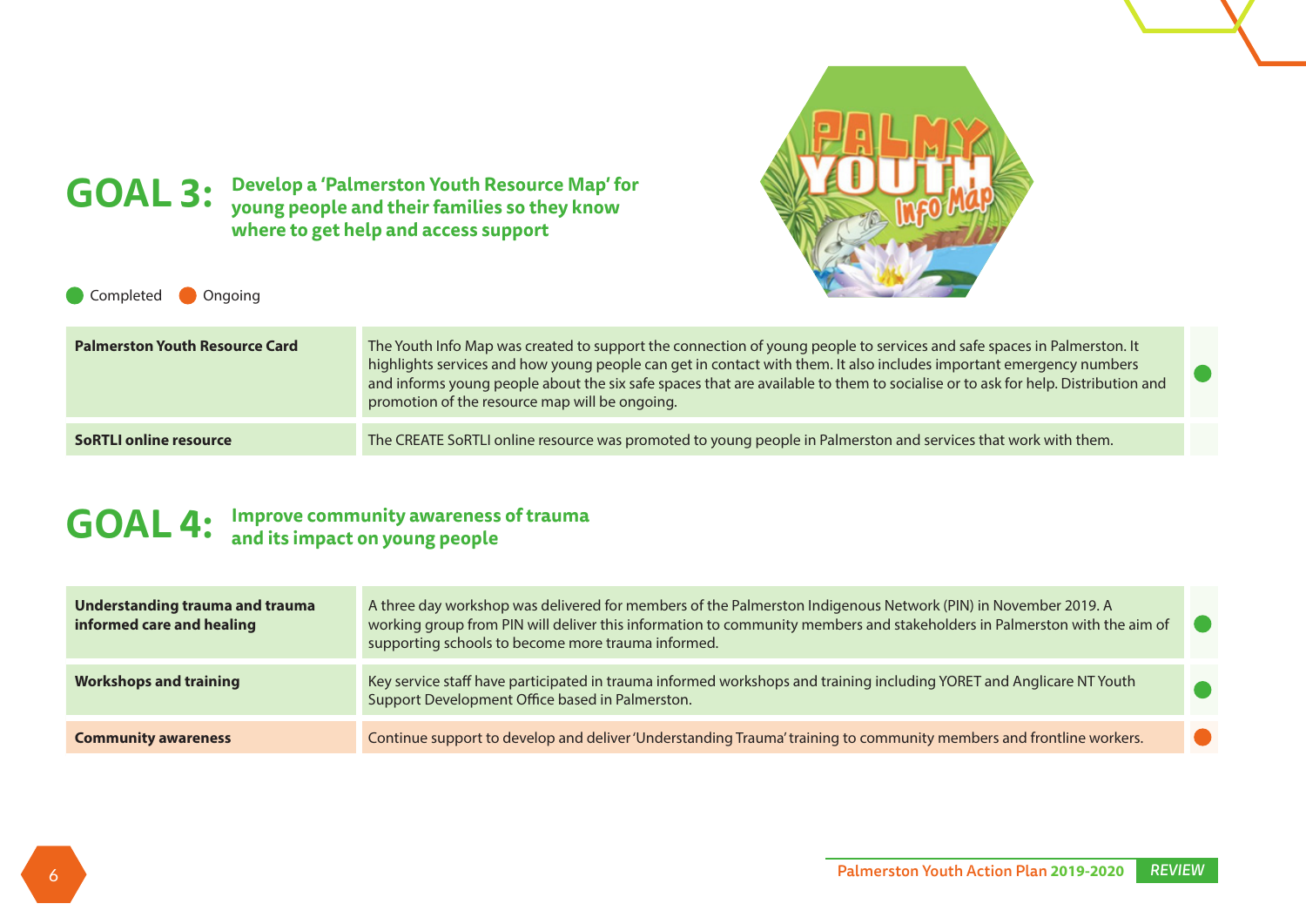## GOAL 3: Develop a 'Palmerston Youth Resource Map' for young people and their families so they know where to get help and access support

● Completed ● Ongoing

| | | |
|---|---|---|
| **Palmerston Youth Resource Card** | The Youth Info Map was created to support the connection of young people to services and safe spaces in Palmerston. It highlights services and how young people can get in contact with them. It also includes important emergency numbers and informs young people about the six safe spaces that are available to them to socialise or to ask for help. Distribution and promotion of the resource map will be ongoing. | Completed |
| **SoRTLI online resource** | The CREATE SoRTLI online resource was promoted to young people in Palmerston and services that work with them. | |

## GOAL 4: Improve community awareness of trauma and its impact on young people

| | | |
|---|---|---|
| **Understanding trauma and trauma informed care and healing** | A three day workshop was delivered for members of the Palmerston Indigenous Network (PIN) in November 2019. A working group from PIN will deliver this information to community members and stakeholders in Palmerston with the aim of supporting schools to become more trauma informed. | Completed |
| **Workshops and training** | Key service staff have participated in trauma informed workshops and training including YORET and Anglicare NT Youth Support Development Office based in Palmerston. | Completed |
| **Community awareness** | Continue support to develop and deliver 'Understanding Trauma' training to community members and frontline workers. | Ongoing |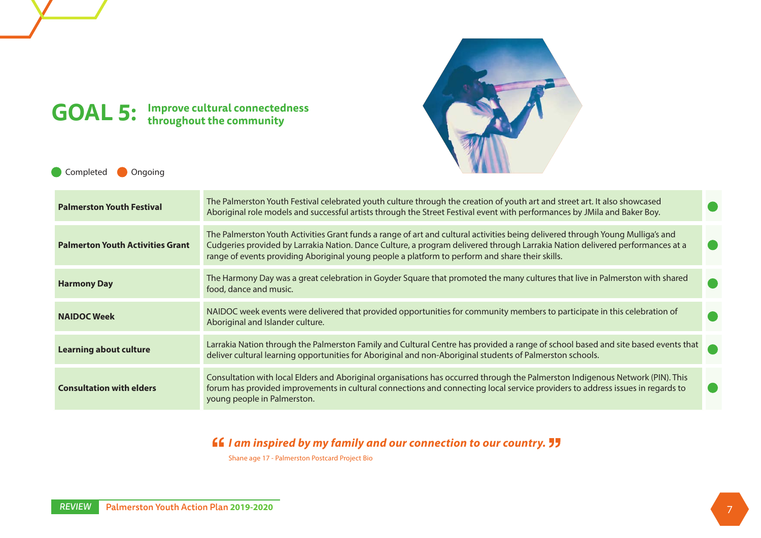# GOAL 5: Improve cultural connectedness throughout the community

● Completed ● Ongoing

| Action | Description | Status |
|---|---|---|
| **Palmerston Youth Festival** | The Palmerston Youth Festival celebrated youth culture through the creation of youth art and street art. It also showcased Aboriginal role models and successful artists through the Street Festival event with performances by JMila and Baker Boy. | Completed |
| **Palmerton Youth Activities Grant** | The Palmerston Youth Activities Grant funds a range of art and cultural activities being delivered through Young Mulliga's and Cudgeries provided by Larrakia Nation. Dance Culture, a program delivered through Larrakia Nation delivered performances at a range of events providing Aboriginal young people a platform to perform and share their skills. | Completed |
| **Harmony Day** | The Harmony Day was a great celebration in Goyder Square that promoted the many cultures that live in Palmerston with shared food, dance and music. | Completed |
| **NAIDOC Week** | NAIDOC week events were delivered that provided opportunities for community members to participate in this celebration of Aboriginal and Islander culture. | Completed |
| **Learning about culture** | Larrakia Nation through the Palmerston Family and Cultural Centre has provided a range of school based and site based events that deliver cultural learning opportunities for Aboriginal and non-Aboriginal students of Palmerston schools. | Completed |
| **Consultation with elders** | Consultation with local Elders and Aboriginal organisations has occurred through the Palmerston Indigenous Network (PIN). This forum has provided improvements in cultural connections and connecting local service providers to address issues in regards to young people in Palmerston. | Completed |

> ***"I am inspired by my family and our connection to our country."***
>
> Shane age 17 - Palmerston Postcard Project Bio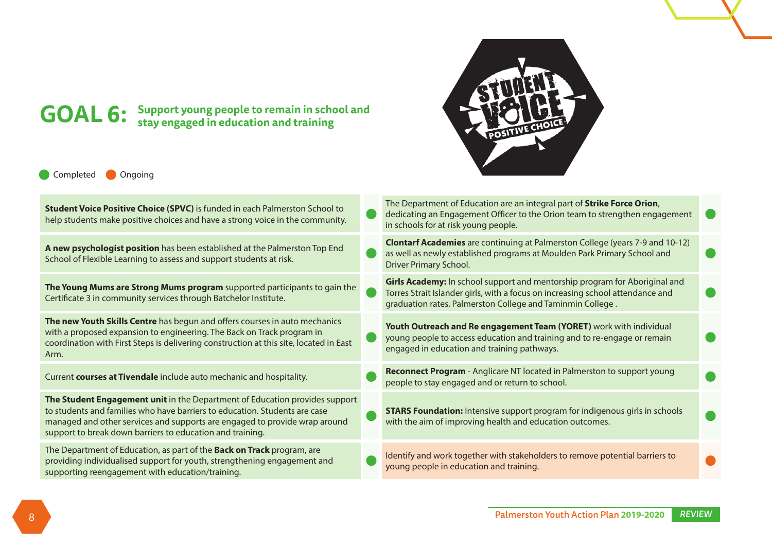# GOAL 6: Support young people to remain in school and stay engaged in education and training

● Completed ● Ongoing

| Action | Status |
|---|---|
| **Student Voice Positive Choice (SPVC)** is funded in each Palmerston School to help students make positive choices and have a strong voice in the community. | Completed |
| **A new psychologist position** has been established at the Palmerston Top End School of Flexible Learning to assess and support students at risk. | Completed |
| **The Young Mums are Strong Mums program** supported participants to gain the Certificate 3 in community services through Batchelor Institute. | Completed |
| **The new Youth Skills Centre** has begun and offers courses in auto mechanics with a proposed expansion to engineering. The Back on Track program in coordination with First Steps is delivering construction at this site, located in East Arm. | Completed |
| Current **courses at Tivendale** include auto mechanic and hospitality. | Completed |
| **The Student Engagement unit** in the Department of Education provides support to students and families who have barriers to education. Students are case managed and other services and supports are engaged to provide wrap around support to break down barriers to education and training. | Completed |
| The Department of Education, as part of the **Back on Track** program, are providing individualised support for youth, strengthening engagement and supporting reengagement with education/training. | Completed |
| The Department of Education are an integral part of **Strike Force Orion**, dedicating an Engagement Officer to the Orion team to strengthen engagement in schools for at risk young people. | Completed |
| **Clontarf Academies** are continuing at Palmerston College (years 7-9 and 10-12) as well as newly established programs at Moulden Park Primary School and Driver Primary School. | Completed |
| **Girls Academy:** In school support and mentorship program for Aboriginal and Torres Strait Islander girls, with a focus on increasing school attendance and graduation rates. Palmerston College and Taminmin College . | Completed |
| **Youth Outreach and Re engagement Team (YORET)** work with individual young people to access education and training and to re-engage or remain engaged in education and training pathways. | Completed |
| **Reconnect Program** - Anglicare NT located in Palmerston to support young people to stay engaged and or return to school. | Completed |
| **STARS Foundation:** Intensive support program for indigenous girls in schools with the aim of improving health and education outcomes. | Completed |
| Identify and work together with stakeholders to remove potential barriers to young people in education and training. | Ongoing |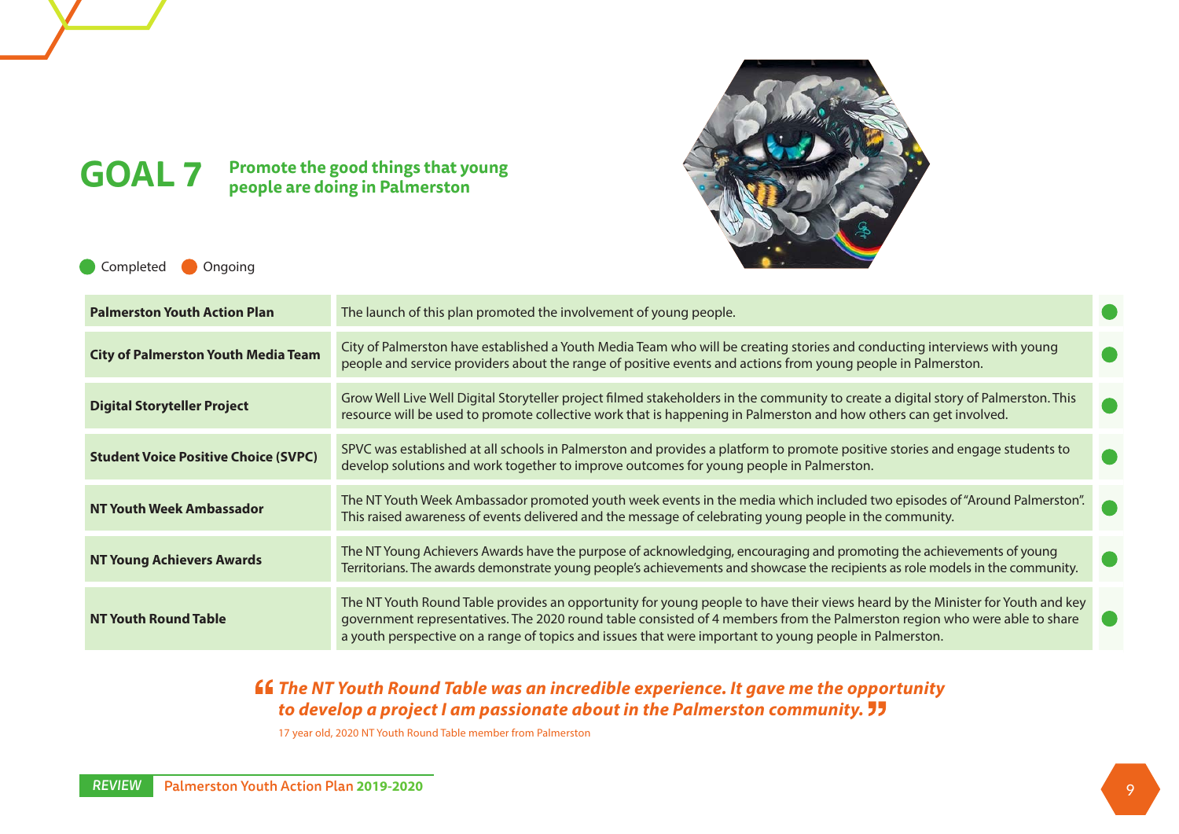# GOAL 7 Promote the good things that young people are doing in Palmerston

● Completed ● Ongoing

| | | |
|---|---|---|
| **Palmerston Youth Action Plan** | The launch of this plan promoted the involvement of young people. | Completed |
| **City of Palmerston Youth Media Team** | City of Palmerston have established a Youth Media Team who will be creating stories and conducting interviews with young people and service providers about the range of positive events and actions from young people in Palmerston. | Completed |
| **Digital Storyteller Project** | Grow Well Live Well Digital Storyteller project filmed stakeholders in the community to create a digital story of Palmerston. This resource will be used to promote collective work that is happening in Palmerston and how others can get involved. | Completed |
| **Student Voice Positive Choice (SVPC)** | SPVC was established at all schools in Palmerston and provides a platform to promote positive stories and engage students to develop solutions and work together to improve outcomes for young people in Palmerston. | Completed |
| **NT Youth Week Ambassador** | The NT Youth Week Ambassador promoted youth week events in the media which included two episodes of "Around Palmerston". This raised awareness of events delivered and the message of celebrating young people in the community. | Completed |
| **NT Young Achievers Awards** | The NT Young Achievers Awards have the purpose of acknowledging, encouraging and promoting the achievements of young Territorians. The awards demonstrate young people's achievements and showcase the recipients as role models in the community. | Completed |
| **NT Youth Round Table** | The NT Youth Round Table provides an opportunity for young people to have their views heard by the Minister for Youth and key government representatives. The 2020 round table consisted of 4 members from the Palmerston region who were able to share a youth perspective on a range of topics and issues that were important to young people in Palmerston. | Completed |

***"The NT Youth Round Table was an incredible experience. It gave me the opportunity to develop a project I am passionate about in the Palmerston community."***

17 year old, 2020 NT Youth Round Table member from Palmerston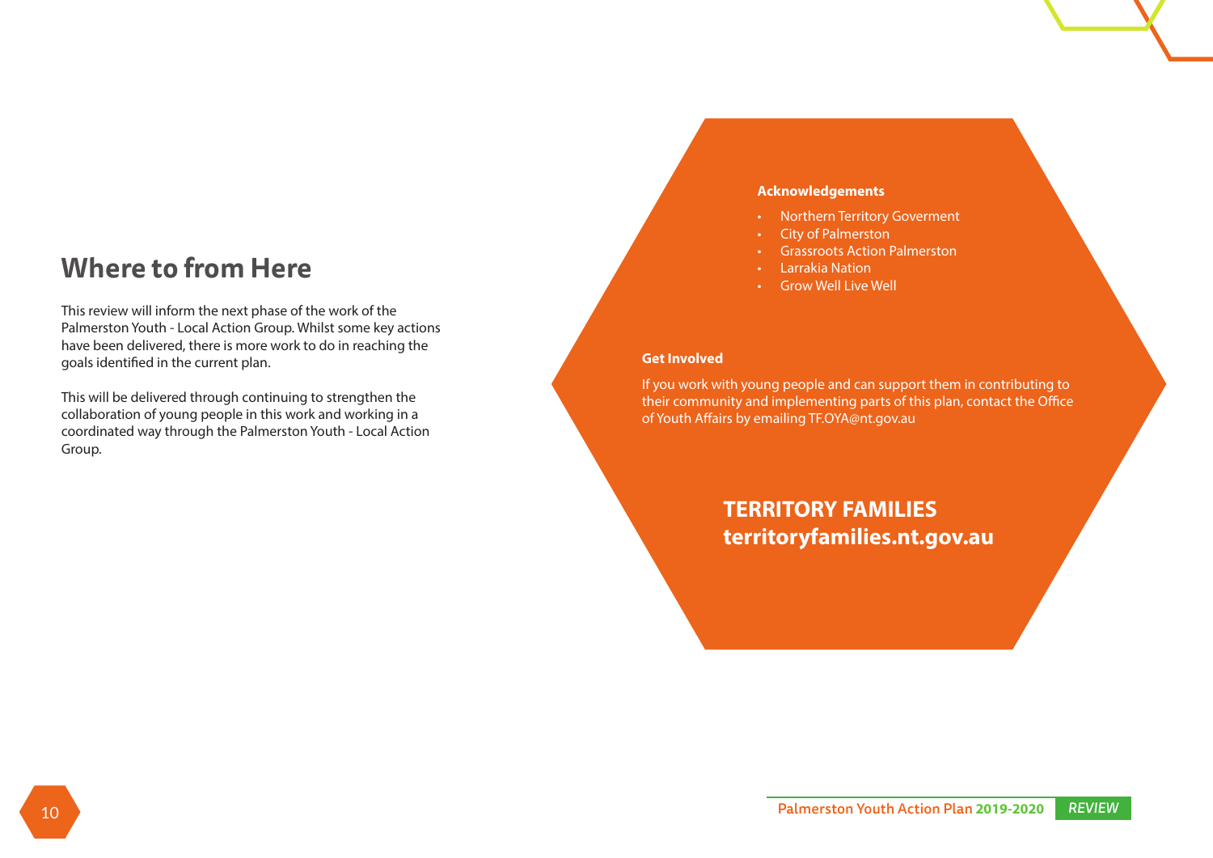## Where to from Here

This review will inform the next phase of the work of the Palmerston Youth - Local Action Group. Whilst some key actions have been delivered, there is more work to do in reaching the goals identified in the current plan.

This will be delivered through continuing to strengthen the collaboration of young people in this work and working in a coordinated way through the Palmerston Youth - Local Action Group.

**Acknowledgements**

- Northern Territory Goverment
- City of Palmerston
- Grassroots Action Palmerston
- Larrakia Nation
- Grow Well Live Well

**Get Involved**

If you work with young people and can support them in contributing to their community and implementing parts of this plan, contact the Office of Youth Affairs by emailing TF.OYA@nt.gov.au

**TERRITORY FAMILIES**
**territoryfamilies.nt.gov.au**